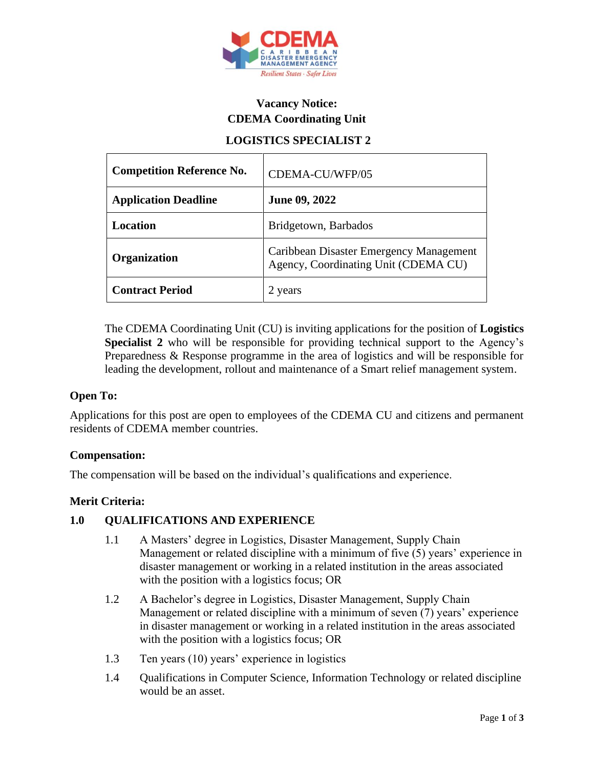**Vacancy Notice:**
**CDEMA Coordinating Unit**

**LOGISTICS SPECIALIST 2**

| **Competition Reference No.** | CDEMA-CU/WFP/05 |
|---|---|
| **Application Deadline** | **June 09, 2022** |
| **Location** | Bridgetown, Barbados |
| **Organization** | Caribbean Disaster Emergency Management Agency, Coordinating Unit (CDEMA CU) |
| **Contract Period** | 2 years |

The CDEMA Coordinating Unit (CU) is inviting applications for the position of **Logistics Specialist 2** who will be responsible for providing technical support to the Agency's Preparedness & Response programme in the area of logistics and will be responsible for leading the development, rollout and maintenance of a Smart relief management system.

**Open To:**

Applications for this post are open to employees of the CDEMA CU and citizens and permanent residents of CDEMA member countries.

**Compensation:**

The compensation will be based on the individual's qualifications and experience.

**Merit Criteria:**

**1.0 QUALIFICATIONS AND EXPERIENCE**

1.1 A Masters' degree in Logistics, Disaster Management, Supply Chain Management or related discipline with a minimum of five (5) years' experience in disaster management or working in a related institution in the areas associated with the position with a logistics focus; OR

1.2 A Bachelor's degree in Logistics, Disaster Management, Supply Chain Management or related discipline with a minimum of seven (7) years' experience in disaster management or working in a related institution in the areas associated with the position with a logistics focus; OR

1.3 Ten years (10) years' experience in logistics

1.4 Qualifications in Computer Science, Information Technology or related discipline would be an asset.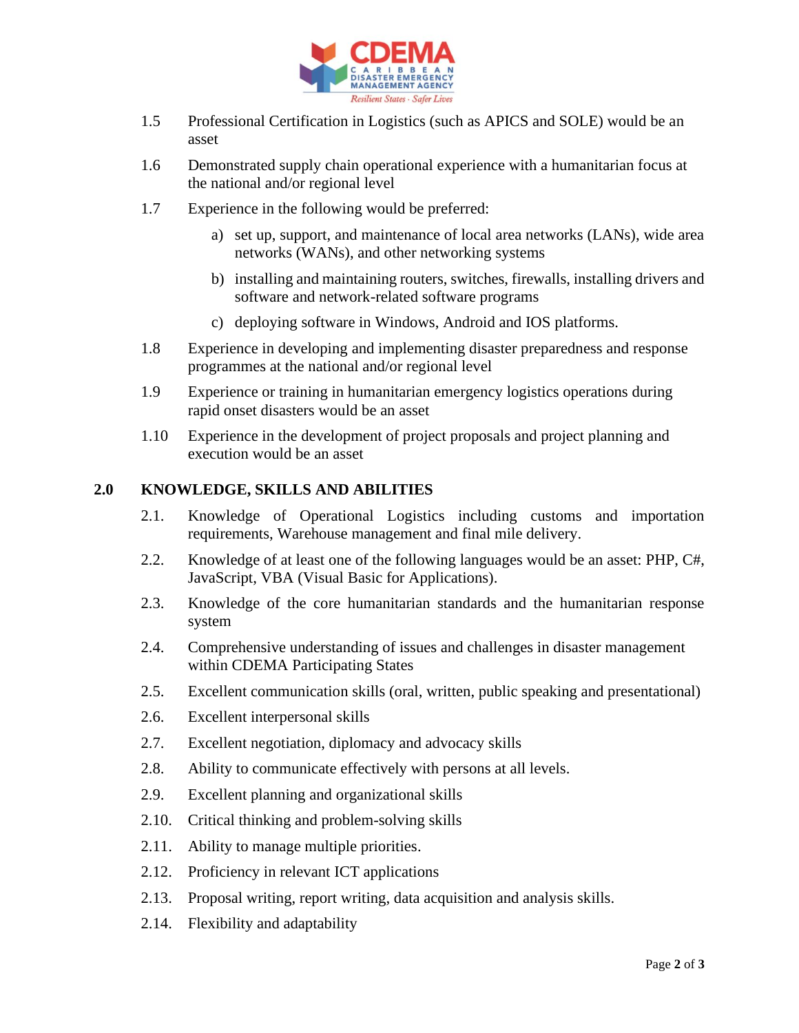1.5 Professional Certification in Logistics (such as APICS and SOLE) would be an asset

1.6 Demonstrated supply chain operational experience with a humanitarian focus at the national and/or regional level

1.7 Experience in the following would be preferred:

a) set up, support, and maintenance of local area networks (LANs), wide area networks (WANs), and other networking systems

b) installing and maintaining routers, switches, firewalls, installing drivers and software and network-related software programs

c) deploying software in Windows, Android and IOS platforms.

1.8 Experience in developing and implementing disaster preparedness and response programmes at the national and/or regional level

1.9 Experience or training in humanitarian emergency logistics operations during rapid onset disasters would be an asset

1.10 Experience in the development of project proposals and project planning and execution would be an asset

## 2.0 KNOWLEDGE, SKILLS AND ABILITIES

2.1. Knowledge of Operational Logistics including customs and importation requirements, Warehouse management and final mile delivery.

2.2. Knowledge of at least one of the following languages would be an asset: PHP, C#, JavaScript, VBA (Visual Basic for Applications).

2.3. Knowledge of the core humanitarian standards and the humanitarian response system

2.4. Comprehensive understanding of issues and challenges in disaster management within CDEMA Participating States

2.5. Excellent communication skills (oral, written, public speaking and presentational)

2.6. Excellent interpersonal skills

2.7. Excellent negotiation, diplomacy and advocacy skills

2.8. Ability to communicate effectively with persons at all levels.

2.9. Excellent planning and organizational skills

2.10. Critical thinking and problem-solving skills

2.11. Ability to manage multiple priorities.

2.12. Proficiency in relevant ICT applications

2.13. Proposal writing, report writing, data acquisition and analysis skills.

2.14. Flexibility and adaptability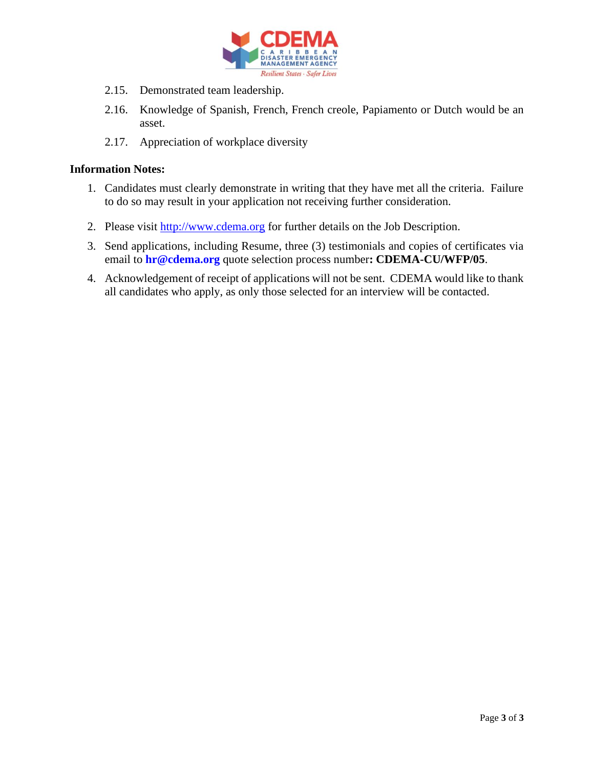2.15. Demonstrated team leadership.

2.16. Knowledge of Spanish, French, French creole, Papiamento or Dutch would be an asset.

2.17. Appreciation of workplace diversity

**Information Notes:**

1. Candidates must clearly demonstrate in writing that they have met all the criteria. Failure to do so may result in your application not receiving further consideration.
2. Please visit http://www.cdema.org for further details on the Job Description.
3. Send applications, including Resume, three (3) testimonials and copies of certificates via email to **hr@cdema.org** quote selection process number**: CDEMA-CU/WFP/05**.
4. Acknowledgement of receipt of applications will not be sent. CDEMA would like to thank all candidates who apply, as only those selected for an interview will be contacted.